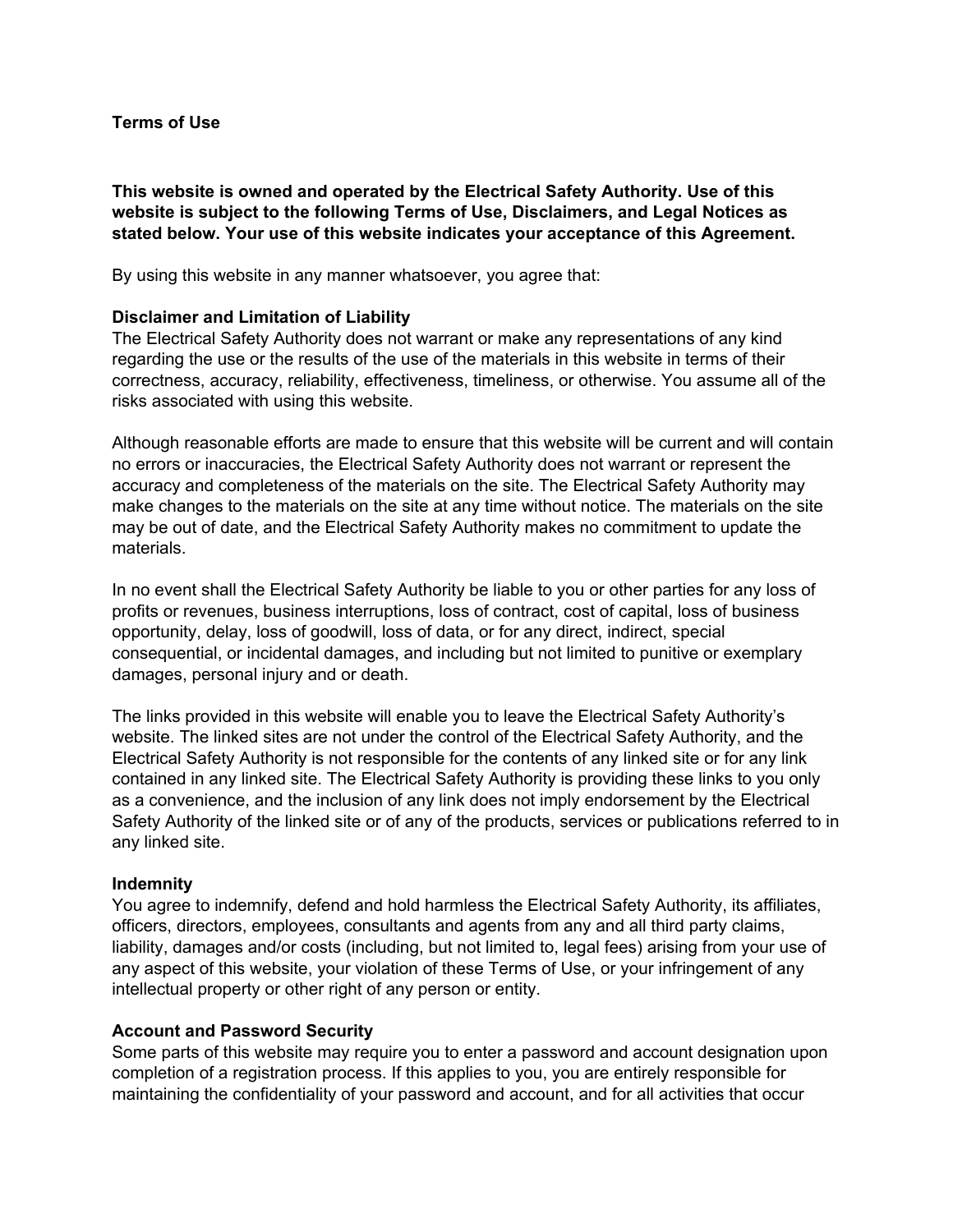**Terms of Use**

**This website is owned and operated by the Electrical Safety Authority. Use of this website is subject to the following Terms of Use, Disclaimers, and Legal Notices as stated below. Your use of this website indicates your acceptance of this Agreement.**

By using this website in any manner whatsoever, you agree that:

**Disclaimer and Limitation of Liability**

The Electrical Safety Authority does not warrant or make any representations of any kind regarding the use or the results of the use of the materials in this website in terms of their correctness, accuracy, reliability, effectiveness, timeliness, or otherwise. You assume all of the risks associated with using this website.

Although reasonable efforts are made to ensure that this website will be current and will contain no errors or inaccuracies, the Electrical Safety Authority does not warrant or represent the accuracy and completeness of the materials on the site. The Electrical Safety Authority may make changes to the materials on the site at any time without notice. The materials on the site may be out of date, and the Electrical Safety Authority makes no commitment to update the materials.

In no event shall the Electrical Safety Authority be liable to you or other parties for any loss of profits or revenues, business interruptions, loss of contract, cost of capital, loss of business opportunity, delay, loss of goodwill, loss of data, or for any direct, indirect, special consequential, or incidental damages, and including but not limited to punitive or exemplary damages, personal injury and or death.

The links provided in this website will enable you to leave the Electrical Safety Authority's website. The linked sites are not under the control of the Electrical Safety Authority, and the Electrical Safety Authority is not responsible for the contents of any linked site or for any link contained in any linked site. The Electrical Safety Authority is providing these links to you only as a convenience, and the inclusion of any link does not imply endorsement by the Electrical Safety Authority of the linked site or of any of the products, services or publications referred to in any linked site.

**Indemnity**

You agree to indemnify, defend and hold harmless the Electrical Safety Authority, its affiliates, officers, directors, employees, consultants and agents from any and all third party claims, liability, damages and/or costs (including, but not limited to, legal fees) arising from your use of any aspect of this website, your violation of these Terms of Use, or your infringement of any intellectual property or other right of any person or entity.

**Account and Password Security**

Some parts of this website may require you to enter a password and account designation upon completion of a registration process. If this applies to you, you are entirely responsible for maintaining the confidentiality of your password and account, and for all activities that occur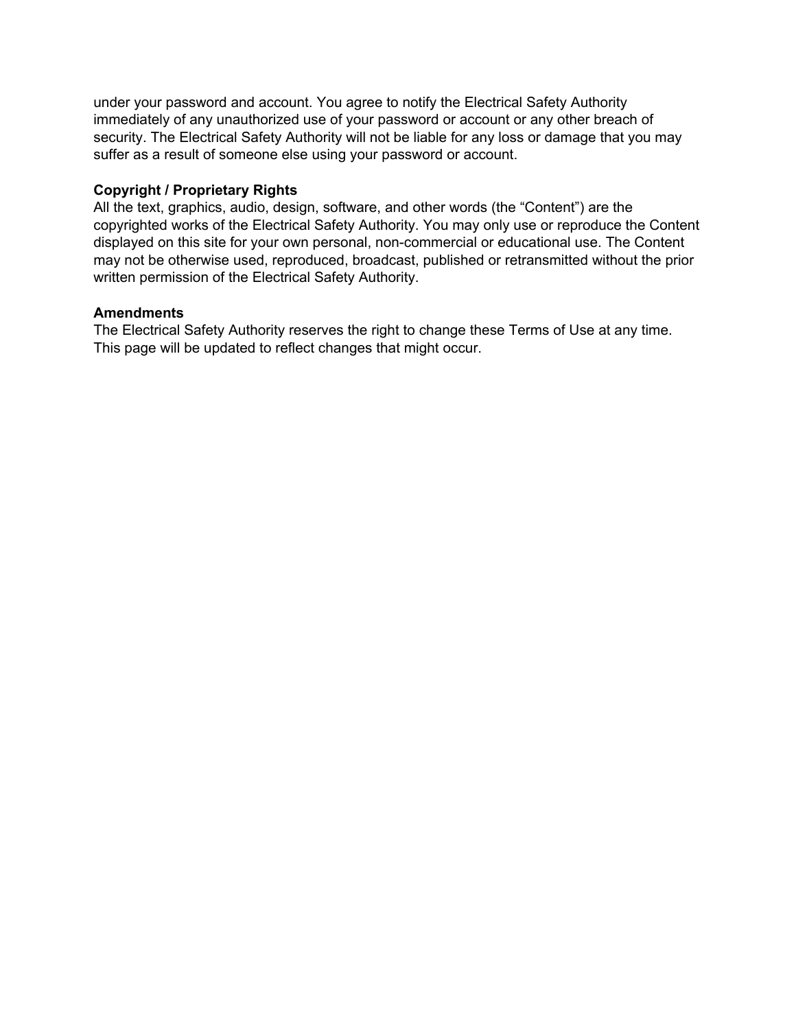under your password and account. You agree to notify the Electrical Safety Authority immediately of any unauthorized use of your password or account or any other breach of security. The Electrical Safety Authority will not be liable for any loss or damage that you may suffer as a result of someone else using your password or account.

**Copyright / Proprietary Rights**

All the text, graphics, audio, design, software, and other words (the "Content") are the copyrighted works of the Electrical Safety Authority. You may only use or reproduce the Content displayed on this site for your own personal, non-commercial or educational use. The Content may not be otherwise used, reproduced, broadcast, published or retransmitted without the prior written permission of the Electrical Safety Authority.

**Amendments**

The Electrical Safety Authority reserves the right to change these Terms of Use at any time. This page will be updated to reflect changes that might occur.